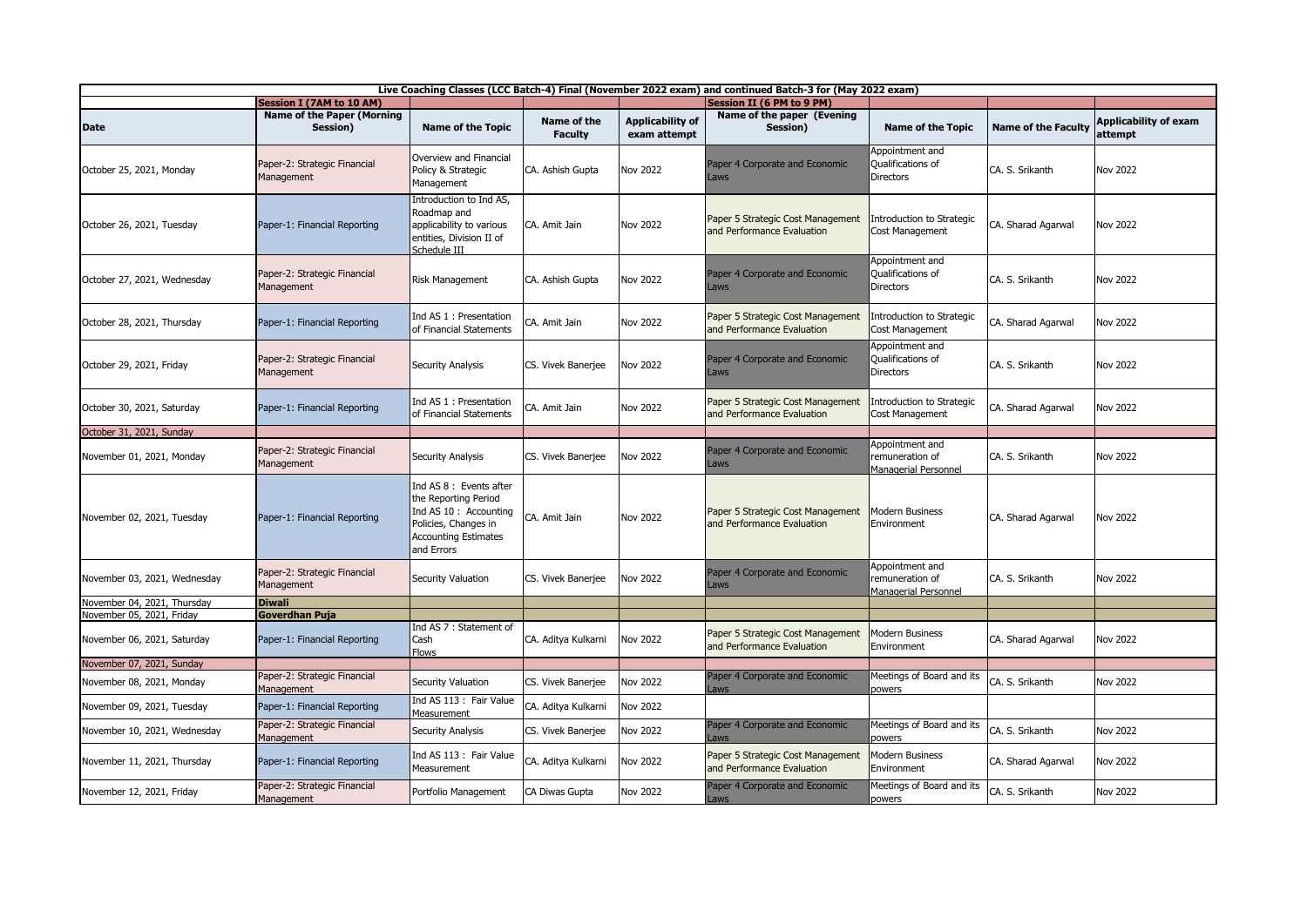| Live Coaching Classes (LCC Batch-4) Final (November 2022 exam) and continued Batch-3 for (May 2022 exam) | | | | | | | | |
|---|---|---|---|---|---|---|---|---|
| | **Session I (7AM to 10 AM)** | | | | **Session II (6 PM to 9 PM)** | | | |
| **Date** | **Name of the Paper (Morning Session)** | **Name of the Topic** | **Name of the Faculty** | **Applicability of exam attempt** | **Name of the paper (Evening Session)** | **Name of the Topic** | **Name of the Faculty** | **Applicability of exam attempt** |
| October 25, 2021, Monday | Paper-2: Strategic Financial Management | Overview and Financial Policy & Strategic Management | CA. Ashish Gupta | Nov 2022 | Paper 4 Corporate and Economic Laws | Appointment and Qualifications of Directors | CA. S. Srikanth | Nov 2022 |
| October 26, 2021, Tuesday | Paper-1: Financial Reporting | Introduction to Ind AS, Roadmap and applicability to various entities, Division II of Schedule III | CA. Amit Jain | Nov 2022 | Paper 5 Strategic Cost Management and Performance Evaluation | Introduction to Strategic Cost Management | CA. Sharad Agarwal | Nov 2022 |
| October 27, 2021, Wednesday | Paper-2: Strategic Financial Management | Risk Management | CA. Ashish Gupta | Nov 2022 | Paper 4 Corporate and Economic Laws | Appointment and Qualifications of Directors | CA. S. Srikanth | Nov 2022 |
| October 28, 2021, Thursday | Paper-1: Financial Reporting | Ind AS 1 : Presentation of Financial Statements | CA. Amit Jain | Nov 2022 | Paper 5 Strategic Cost Management and Performance Evaluation | Introduction to Strategic Cost Management | CA. Sharad Agarwal | Nov 2022 |
| October 29, 2021, Friday | Paper-2: Strategic Financial Management | Security Analysis | CS. Vivek Banerjee | Nov 2022 | Paper 4 Corporate and Economic Laws | Appointment and Qualifications of Directors | CA. S. Srikanth | Nov 2022 |
| October 30, 2021, Saturday | Paper-1: Financial Reporting | Ind AS 1 : Presentation of Financial Statements | CA. Amit Jain | Nov 2022 | Paper 5 Strategic Cost Management and Performance Evaluation | Introduction to Strategic Cost Management | CA. Sharad Agarwal | Nov 2022 |
| October 31, 2021, Sunday | | | | | | | | |
| November 01, 2021, Monday | Paper-2: Strategic Financial Management | Security Analysis | CS. Vivek Banerjee | Nov 2022 | Paper 4 Corporate and Economic Laws | Appointment and remuneration of Managerial Personnel | CA. S. Srikanth | Nov 2022 |
| November 02, 2021, Tuesday | Paper-1: Financial Reporting | Ind AS 8 : Events after the Reporting Period Ind AS 10 : Accounting Policies, Changes in Accounting Estimates and Errors | CA. Amit Jain | Nov 2022 | Paper 5 Strategic Cost Management and Performance Evaluation | Modern Business Environment | CA. Sharad Agarwal | Nov 2022 |
| November 03, 2021, Wednesday | Paper-2: Strategic Financial Management | Security Valuation | CS. Vivek Banerjee | Nov 2022 | Paper 4 Corporate and Economic Laws | Appointment and remuneration of Managerial Personnel | CA. S. Srikanth | Nov 2022 |
| November 04, 2021, Thursday | **Diwali** | | | | | | | |
| November 05, 2021, Friday | **Goverdhan Puja** | | | | | | | |
| November 06, 2021, Saturday | Paper-1: Financial Reporting | Ind AS 7 : Statement of Cash Flows | CA. Aditya Kulkarni | Nov 2022 | Paper 5 Strategic Cost Management and Performance Evaluation | Modern Business Environment | CA. Sharad Agarwal | Nov 2022 |
| November 07, 2021, Sunday | | | | | | | | |
| November 08, 2021, Monday | Paper-2: Strategic Financial Management | Security Valuation | CS. Vivek Banerjee | Nov 2022 | Paper 4 Corporate and Economic Laws | Meetings of Board and its powers | CA. S. Srikanth | Nov 2022 |
| November 09, 2021, Tuesday | Paper-1: Financial Reporting | Ind AS 113 : Fair Value Measurement | CA. Aditya Kulkarni | Nov 2022 | | | | |
| November 10, 2021, Wednesday | Paper-2: Strategic Financial Management | Security Analysis | CS. Vivek Banerjee | Nov 2022 | Paper 4 Corporate and Economic Laws | Meetings of Board and its powers | CA. S. Srikanth | Nov 2022 |
| November 11, 2021, Thursday | Paper-1: Financial Reporting | Ind AS 113 : Fair Value Measurement | CA. Aditya Kulkarni | Nov 2022 | Paper 5 Strategic Cost Management and Performance Evaluation | Modern Business Environment | CA. Sharad Agarwal | Nov 2022 |
| November 12, 2021, Friday | Paper-2: Strategic Financial Management | Portfolio Management | CA Diwas Gupta | Nov 2022 | Paper 4 Corporate and Economic Laws | Meetings of Board and its powers | CA. S. Srikanth | Nov 2022 |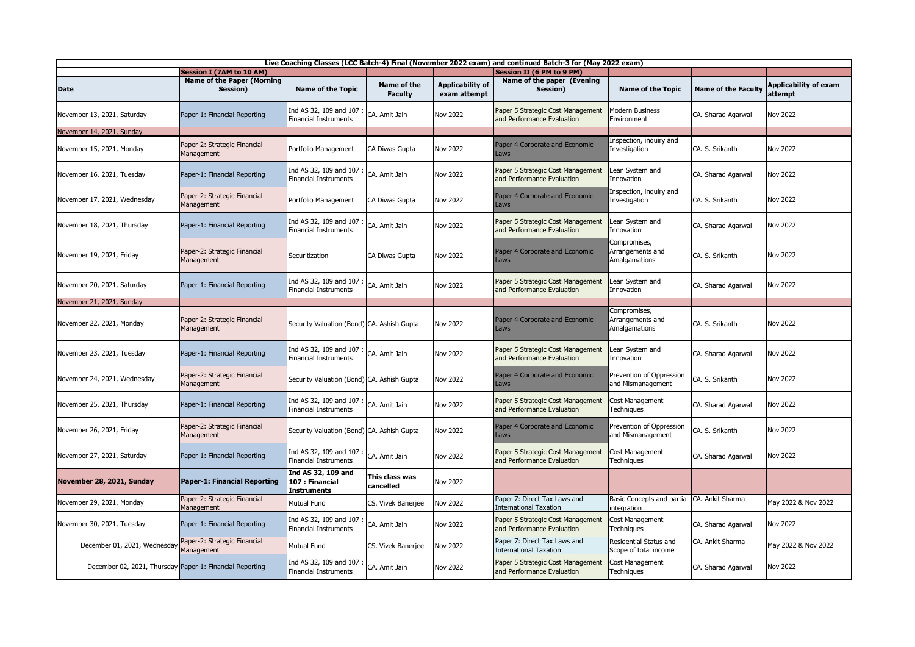| Live Coaching Classes (LCC Batch-4) Final (November 2022 exam) and continued Batch-3 for (May 2022 exam) | | | | | | | | |
|---|---|---|---|---|---|---|---|---|
| | Session I (7AM to 10 AM) | | | | Session II (6 PM to 9 PM) | | | |
| Date | Name of the Paper (Morning Session) | Name of the Topic | Name of the Faculty | Applicability of exam attempt | Name of the paper (Evening Session) | Name of the Topic | Name of the Faculty | Applicability of exam attempt |
| November 13, 2021, Saturday | Paper-1: Financial Reporting | Ind AS 32, 109 and 107 : Financial Instruments | CA. Amit Jain | Nov 2022 | Paper 5 Strategic Cost Management and Performance Evaluation | Modern Business Environment | CA. Sharad Agarwal | Nov 2022 |
| November 14, 2021, Sunday | | | | | | | | |
| November 15, 2021, Monday | Paper-2: Strategic Financial Management | Portfolio Management | CA Diwas Gupta | Nov 2022 | Paper 4 Corporate and Economic Laws | Inspection, inquiry and Investigation | CA. S. Srikanth | Nov 2022 |
| November 16, 2021, Tuesday | Paper-1: Financial Reporting | Ind AS 32, 109 and 107 : Financial Instruments | CA. Amit Jain | Nov 2022 | Paper 5 Strategic Cost Management and Performance Evaluation | Lean System and Innovation | CA. Sharad Agarwal | Nov 2022 |
| November 17, 2021, Wednesday | Paper-2: Strategic Financial Management | Portfolio Management | CA Diwas Gupta | Nov 2022 | Paper 4 Corporate and Economic Laws | Inspection, inquiry and Investigation | CA. S. Srikanth | Nov 2022 |
| November 18, 2021, Thursday | Paper-1: Financial Reporting | Ind AS 32, 109 and 107 : Financial Instruments | CA. Amit Jain | Nov 2022 | Paper 5 Strategic Cost Management and Performance Evaluation | Lean System and Innovation | CA. Sharad Agarwal | Nov 2022 |
| November 19, 2021, Friday | Paper-2: Strategic Financial Management | Securitization | CA Diwas Gupta | Nov 2022 | Paper 4 Corporate and Economic Laws | Compromises, Arrangements and Amalgamations | CA. S. Srikanth | Nov 2022 |
| November 20, 2021, Saturday | Paper-1: Financial Reporting | Ind AS 32, 109 and 107 : Financial Instruments | CA. Amit Jain | Nov 2022 | Paper 5 Strategic Cost Management and Performance Evaluation | Lean System and Innovation | CA. Sharad Agarwal | Nov 2022 |
| November 21, 2021, Sunday | | | | | | | | |
| November 22, 2021, Monday | Paper-2: Strategic Financial Management | Security Valuation (Bond) | CA. Ashish Gupta | Nov 2022 | Paper 4 Corporate and Economic Laws | Compromises, Arrangements and Amalgamations | CA. S. Srikanth | Nov 2022 |
| November 23, 2021, Tuesday | Paper-1: Financial Reporting | Ind AS 32, 109 and 107 : Financial Instruments | CA. Amit Jain | Nov 2022 | Paper 5 Strategic Cost Management and Performance Evaluation | Lean System and Innovation | CA. Sharad Agarwal | Nov 2022 |
| November 24, 2021, Wednesday | Paper-2: Strategic Financial Management | Security Valuation (Bond) | CA. Ashish Gupta | Nov 2022 | Paper 4 Corporate and Economic Laws | Prevention of Oppression and Mismanagement | CA. S. Srikanth | Nov 2022 |
| November 25, 2021, Thursday | Paper-1: Financial Reporting | Ind AS 32, 109 and 107 : Financial Instruments | CA. Amit Jain | Nov 2022 | Paper 5 Strategic Cost Management and Performance Evaluation | Cost Management Techniques | CA. Sharad Agarwal | Nov 2022 |
| November 26, 2021, Friday | Paper-2: Strategic Financial Management | Security Valuation (Bond) | CA. Ashish Gupta | Nov 2022 | Paper 4 Corporate and Economic Laws | Prevention of Oppression and Mismanagement | CA. S. Srikanth | Nov 2022 |
| November 27, 2021, Saturday | Paper-1: Financial Reporting | Ind AS 32, 109 and 107 : Financial Instruments | CA. Amit Jain | Nov 2022 | Paper 5 Strategic Cost Management and Performance Evaluation | Cost Management Techniques | CA. Sharad Agarwal | Nov 2022 |
| **November 28, 2021, Sunday** | **Paper-1: Financial Reporting** | **Ind AS 32, 109 and 107 : Financial Instruments** | **This class was cancelled** | Nov 2022 | | | | |
| November 29, 2021, Monday | Paper-2: Strategic Financial Management | Mutual Fund | CS. Vivek Banerjee | Nov 2022 | Paper 7: Direct Tax Laws and International Taxation | Basic Concepts and partial integration | CA. Ankit Sharma | May 2022 & Nov 2022 |
| November 30, 2021, Tuesday | Paper-1: Financial Reporting | Ind AS 32, 109 and 107 : Financial Instruments | CA. Amit Jain | Nov 2022 | Paper 5 Strategic Cost Management and Performance Evaluation | Cost Management Techniques | CA. Sharad Agarwal | Nov 2022 |
| December 01, 2021, Wednesday | Paper-2: Strategic Financial Management | Mutual Fund | CS. Vivek Banerjee | Nov 2022 | Paper 7: Direct Tax Laws and International Taxation | Residential Status and Scope of total income | CA. Ankit Sharma | May 2022 & Nov 2022 |
| December 02, 2021, Thursday | Paper-1: Financial Reporting | Ind AS 32, 109 and 107 : Financial Instruments | CA. Amit Jain | Nov 2022 | Paper 5 Strategic Cost Management and Performance Evaluation | Cost Management Techniques | CA. Sharad Agarwal | Nov 2022 |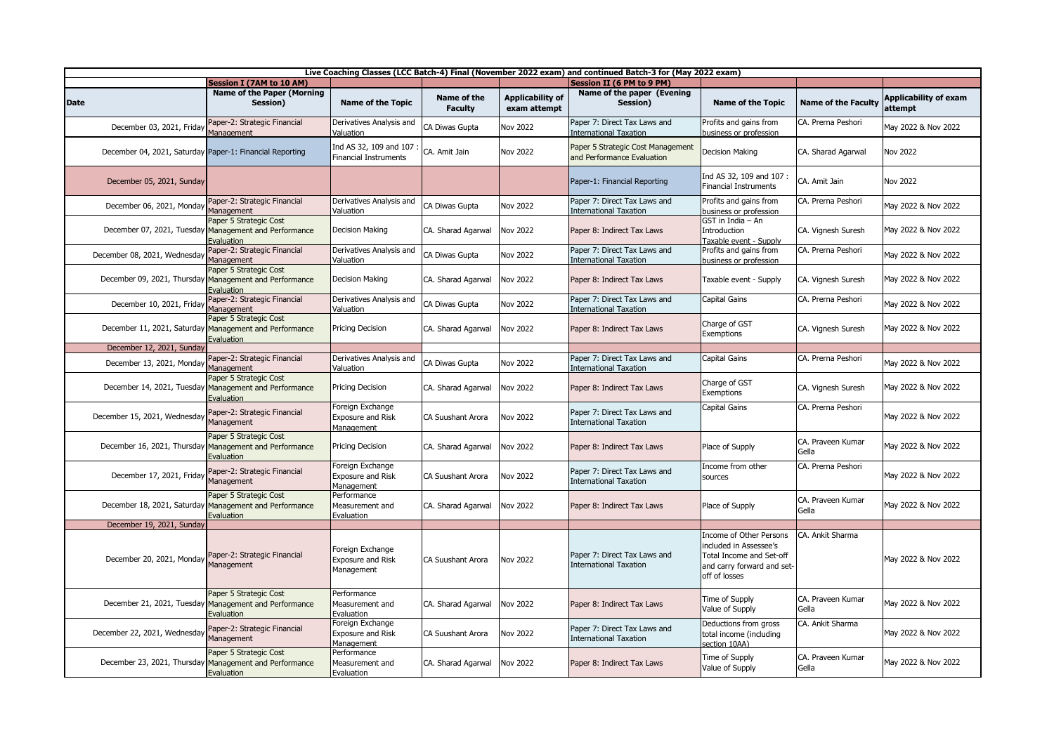| Live Coaching Classes (LCC Batch-4) Final (November 2022 exam) and continued Batch-3 for (May 2022 exam) | | | | | | | | |
|---|---|---|---|---|---|---|---|---|
| | Session I (7AM to 10 AM) | | | | Session II (6 PM to 9 PM) | | | |
| Date | Name of the Paper (Morning Session) | Name of the Topic | Name of the Faculty | Applicability of exam attempt | Name of the paper (Evening Session) | Name of the Topic | Name of the Faculty | Applicability of exam attempt |
| December 03, 2021, Friday | Paper-2: Strategic Financial Management | Derivatives Analysis and Valuation | CA Diwas Gupta | Nov 2022 | Paper 7: Direct Tax Laws and International Taxation | Profits and gains from business or profession | CA. Prerna Peshori | May 2022 & Nov 2022 |
| December 04, 2021, Saturday | Paper-1: Financial Reporting | Ind AS 32, 109 and 107 : Financial Instruments | CA. Amit Jain | Nov 2022 | Paper 5 Strategic Cost Management and Performance Evaluation | Decision Making | CA. Sharad Agarwal | Nov 2022 |
| December 05, 2021, Sunday | | | | | Paper-1: Financial Reporting | Ind AS 32, 109 and 107 : Financial Instruments | CA. Amit Jain | Nov 2022 |
| December 06, 2021, Monday | Paper-2: Strategic Financial Management | Derivatives Analysis and Valuation | CA Diwas Gupta | Nov 2022 | Paper 7: Direct Tax Laws and International Taxation | Profits and gains from business or profession | CA. Prerna Peshori | May 2022 & Nov 2022 |
| December 07, 2021, Tuesday | Paper 5 Strategic Cost Management and Performance Evaluation | Decision Making | CA. Sharad Agarwal | Nov 2022 | Paper 8: Indirect Tax Laws | GST in India – An Introduction Taxable event - Supply | CA. Vignesh Suresh | May 2022 & Nov 2022 |
| December 08, 2021, Wednesday | Paper-2: Strategic Financial Management | Derivatives Analysis and Valuation | CA Diwas Gupta | Nov 2022 | Paper 7: Direct Tax Laws and International Taxation | Profits and gains from business or profession | CA. Prerna Peshori | May 2022 & Nov 2022 |
| December 09, 2021, Thursday | Paper 5 Strategic Cost Management and Performance Evaluation | Decision Making | CA. Sharad Agarwal | Nov 2022 | Paper 8: Indirect Tax Laws | Taxable event - Supply | CA. Vignesh Suresh | May 2022 & Nov 2022 |
| December 10, 2021, Friday | Paper-2: Strategic Financial Management | Derivatives Analysis and Valuation | CA Diwas Gupta | Nov 2022 | Paper 7: Direct Tax Laws and International Taxation | Capital Gains | CA. Prerna Peshori | May 2022 & Nov 2022 |
| December 11, 2021, Saturday | Paper 5 Strategic Cost Management and Performance Evaluation | Pricing Decision | CA. Sharad Agarwal | Nov 2022 | Paper 8: Indirect Tax Laws | Charge of GST Exemptions | CA. Vignesh Suresh | May 2022 & Nov 2022 |
| December 12, 2021, Sunday | | | | | | | | |
| December 13, 2021, Monday | Paper-2: Strategic Financial Management | Derivatives Analysis and Valuation | CA Diwas Gupta | Nov 2022 | Paper 7: Direct Tax Laws and International Taxation | Capital Gains | CA. Prerna Peshori | May 2022 & Nov 2022 |
| December 14, 2021, Tuesday | Paper 5 Strategic Cost Management and Performance Evaluation | Pricing Decision | CA. Sharad Agarwal | Nov 2022 | Paper 8: Indirect Tax Laws | Charge of GST Exemptions | CA. Vignesh Suresh | May 2022 & Nov 2022 |
| December 15, 2021, Wednesday | Paper-2: Strategic Financial Management | Foreign Exchange Exposure and Risk Management | CA Suushant Arora | Nov 2022 | Paper 7: Direct Tax Laws and International Taxation | Capital Gains | CA. Prerna Peshori | May 2022 & Nov 2022 |
| December 16, 2021, Thursday | Paper 5 Strategic Cost Management and Performance Evaluation | Pricing Decision | CA. Sharad Agarwal | Nov 2022 | Paper 8: Indirect Tax Laws | Place of Supply | CA. Praveen Kumar Gella | May 2022 & Nov 2022 |
| December 17, 2021, Friday | Paper-2: Strategic Financial Management | Foreign Exchange Exposure and Risk Management | CA Suushant Arora | Nov 2022 | Paper 7: Direct Tax Laws and International Taxation | Income from other sources | CA. Prerna Peshori | May 2022 & Nov 2022 |
| December 18, 2021, Saturday | Paper 5 Strategic Cost Management and Performance Evaluation | Performance Measurement and Evaluation | CA. Sharad Agarwal | Nov 2022 | Paper 8: Indirect Tax Laws | Place of Supply | CA. Praveen Kumar Gella | May 2022 & Nov 2022 |
| December 19, 2021, Sunday | | | | | | | | |
| December 20, 2021, Monday | Paper-2: Strategic Financial Management | Foreign Exchange Exposure and Risk Management | CA Suushant Arora | Nov 2022 | Paper 7: Direct Tax Laws and International Taxation | Income of Other Persons included in Assessee's Total Income and Set-off and carry forward and set-off of losses | CA. Ankit Sharma | May 2022 & Nov 2022 |
| December 21, 2021, Tuesday | Paper 5 Strategic Cost Management and Performance Evaluation | Performance Measurement and Evaluation | CA. Sharad Agarwal | Nov 2022 | Paper 8: Indirect Tax Laws | Time of Supply Value of Supply | CA. Praveen Kumar Gella | May 2022 & Nov 2022 |
| December 22, 2021, Wednesday | Paper-2: Strategic Financial Management | Foreign Exchange Exposure and Risk Management | CA Suushant Arora | Nov 2022 | Paper 7: Direct Tax Laws and International Taxation | Deductions from gross total income (including section 10AA) | CA. Ankit Sharma | May 2022 & Nov 2022 |
| December 23, 2021, Thursday | Paper 5 Strategic Cost Management and Performance Evaluation | Performance Measurement and Evaluation | CA. Sharad Agarwal | Nov 2022 | Paper 8: Indirect Tax Laws | Time of Supply Value of Supply | CA. Praveen Kumar Gella | May 2022 & Nov 2022 |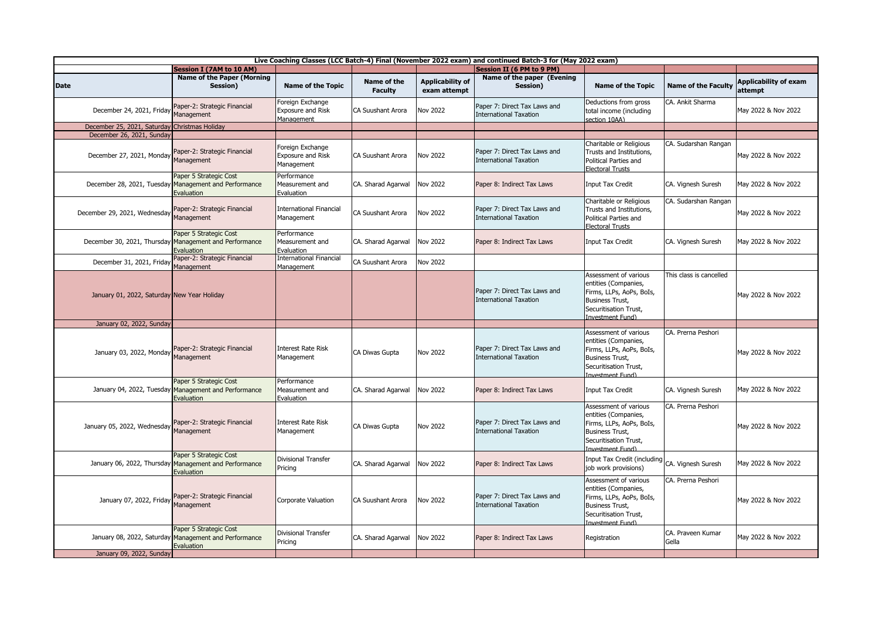**Live Coaching Classes (LCC Batch-4) Final (November 2022 exam) and continued Batch-3 for (May 2022 exam)**

| | Session I (7AM to 10 AM) | | | | Session II (6 PM to 9 PM) | | | |
|---|---|---|---|---|---|---|---|---|
| Date | Name of the Paper (Morning Session) | Name of the Topic | Name of the Faculty | Applicability of exam attempt | Name of the paper (Evening Session) | Name of the Topic | Name of the Faculty | Applicability of exam attempt |
| December 24, 2021, Friday | Paper-2: Strategic Financial Management | Foreign Exchange Exposure and Risk Management | CA Suushant Arora | Nov 2022 | Paper 7: Direct Tax Laws and International Taxation | Deductions from gross total income (including section 10AA) | CA. Ankit Sharma | May 2022 & Nov 2022 |
| December 25, 2021, Saturday | Christmas Holiday | | | | | | | |
| December 26, 2021, Sunday | | | | | | | | |
| December 27, 2021, Monday | Paper-2: Strategic Financial Management | Foreign Exchange Exposure and Risk Management | CA Suushant Arora | Nov 2022 | Paper 7: Direct Tax Laws and International Taxation | Charitable or Religious Trusts and Institutions, Political Parties and Electoral Trusts | CA. Sudarshan Rangan | May 2022 & Nov 2022 |
| December 28, 2021, Tuesday | Paper 5 Strategic Cost Management and Performance Evaluation | Performance Measurement and Evaluation | CA. Sharad Agarwal | Nov 2022 | Paper 8: Indirect Tax Laws | Input Tax Credit | CA. Vignesh Suresh | May 2022 & Nov 2022 |
| December 29, 2021, Wednesday | Paper-2: Strategic Financial Management | International Financial Management | CA Suushant Arora | Nov 2022 | Paper 7: Direct Tax Laws and International Taxation | Charitable or Religious Trusts and Institutions, Political Parties and Electoral Trusts | CA. Sudarshan Rangan | May 2022 & Nov 2022 |
| December 30, 2021, Thursday | Paper 5 Strategic Cost Management and Performance Evaluation | Performance Measurement and Evaluation | CA. Sharad Agarwal | Nov 2022 | Paper 8: Indirect Tax Laws | Input Tax Credit | CA. Vignesh Suresh | May 2022 & Nov 2022 |
| December 31, 2021, Friday | Paper-2: Strategic Financial Management | International Financial Management | CA Suushant Arora | Nov 2022 | | | | |
| January 01, 2022, Saturday | New Year Holiday | | | | Paper 7: Direct Tax Laws and International Taxation | Assessment of various entities (Companies, Firms, LLPs, AoPs, BoIs, Business Trust, Securitisation Trust, Investment Fund) | This class is cancelled | May 2022 & Nov 2022 |
| January 02, 2022, Sunday | | | | | | | | |
| January 03, 2022, Monday | Paper-2: Strategic Financial Management | Interest Rate Risk Management | CA Diwas Gupta | Nov 2022 | Paper 7: Direct Tax Laws and International Taxation | Assessment of various entities (Companies, Firms, LLPs, AoPs, BoIs, Business Trust, Securitisation Trust, Investment Fund) | CA. Prerna Peshori | May 2022 & Nov 2022 |
| January 04, 2022, Tuesday | Paper 5 Strategic Cost Management and Performance Evaluation | Performance Measurement and Evaluation | CA. Sharad Agarwal | Nov 2022 | Paper 8: Indirect Tax Laws | Input Tax Credit | CA. Vignesh Suresh | May 2022 & Nov 2022 |
| January 05, 2022, Wednesday | Paper-2: Strategic Financial Management | Interest Rate Risk Management | CA Diwas Gupta | Nov 2022 | Paper 7: Direct Tax Laws and International Taxation | Assessment of various entities (Companies, Firms, LLPs, AoPs, BoIs, Business Trust, Securitisation Trust, Investment Fund) | CA. Prerna Peshori | May 2022 & Nov 2022 |
| January 06, 2022, Thursday | Paper 5 Strategic Cost Management and Performance Evaluation | Divisional Transfer Pricing | CA. Sharad Agarwal | Nov 2022 | Paper 8: Indirect Tax Laws | Input Tax Credit (including job work provisions) | CA. Vignesh Suresh | May 2022 & Nov 2022 |
| January 07, 2022, Friday | Paper-2: Strategic Financial Management | Corporate Valuation | CA Suushant Arora | Nov 2022 | Paper 7: Direct Tax Laws and International Taxation | Assessment of various entities (Companies, Firms, LLPs, AoPs, BoIs, Business Trust, Securitisation Trust, Investment Fund) | CA. Prerna Peshori | May 2022 & Nov 2022 |
| January 08, 2022, Saturday | Paper 5 Strategic Cost Management and Performance Evaluation | Divisional Transfer Pricing | CA. Sharad Agarwal | Nov 2022 | Paper 8: Indirect Tax Laws | Registration | CA. Praveen Kumar Gella | May 2022 & Nov 2022 |
| January 09, 2022, Sunday | | | | | | | | |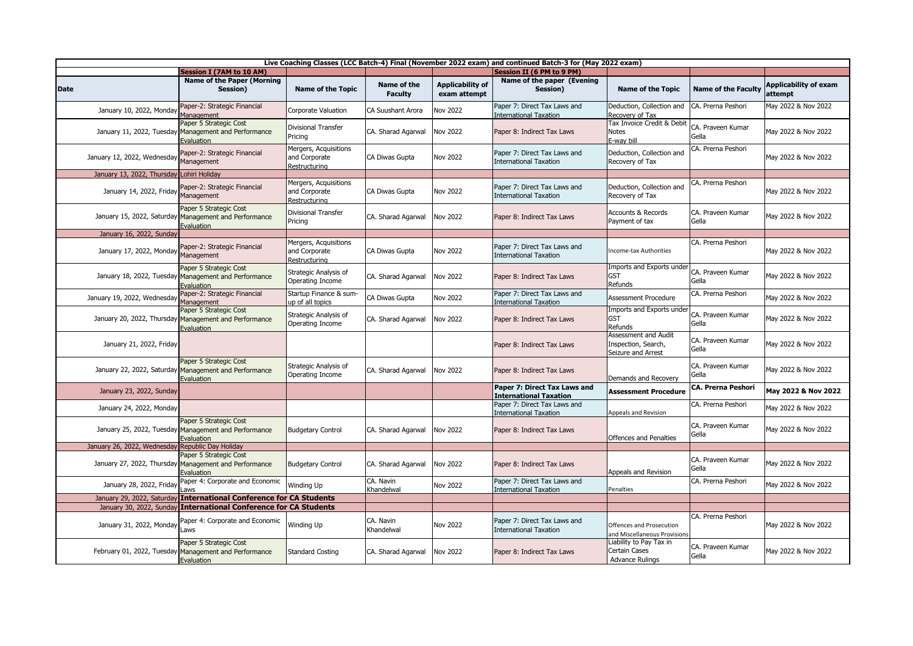| Live Coaching Classes (LCC Batch-4) Final (November 2022 exam) and continued Batch-3 for (May 2022 exam) | | | | | | | | |
|---|---|---|---|---|---|---|---|---|
| | Session I (7AM to 10 AM) | | | | Session II (6 PM to 9 PM) | | | |
| **Date** | **Name of the Paper (Morning Session)** | **Name of the Topic** | **Name of the Faculty** | **Applicability of exam attempt** | **Name of the paper (Evening Session)** | **Name of the Topic** | **Name of the Faculty** | **Applicability of exam attempt** |
| January 10, 2022, Monday | Paper-2: Strategic Financial Management | Corporate Valuation | CA Suushant Arora | Nov 2022 | Paper 7: Direct Tax Laws and International Taxation | Deduction, Collection and Recovery of Tax | CA. Prerna Peshori | May 2022 & Nov 2022 |
| January 11, 2022, Tuesday | Paper 5 Strategic Cost Management and Performance Evaluation | Divisional Transfer Pricing | CA. Sharad Agarwal | Nov 2022 | Paper 8: Indirect Tax Laws | Tax Invoice Credit & Debit Notes E-way bill | CA. Praveen Kumar Gella | May 2022 & Nov 2022 |
| January 12, 2022, Wednesday | Paper-2: Strategic Financial Management | Mergers, Acquisitions and Corporate Restructuring | CA Diwas Gupta | Nov 2022 | Paper 7: Direct Tax Laws and International Taxation | Deduction, Collection and Recovery of Tax | CA. Prerna Peshori | May 2022 & Nov 2022 |
| January 13, 2022, Thursday | Lohiri Holiday | | | | | | | |
| January 14, 2022, Friday | Paper-2: Strategic Financial Management | Mergers, Acquisitions and Corporate Restructuring | CA Diwas Gupta | Nov 2022 | Paper 7: Direct Tax Laws and International Taxation | Deduction, Collection and Recovery of Tax | CA. Prerna Peshori | May 2022 & Nov 2022 |
| January 15, 2022, Saturday | Paper 5 Strategic Cost Management and Performance Evaluation | Divisional Transfer Pricing | CA. Sharad Agarwal | Nov 2022 | Paper 8: Indirect Tax Laws | Accounts & Records Payment of tax | CA. Praveen Kumar Gella | May 2022 & Nov 2022 |
| January 16, 2022, Sunday | | | | | | | | |
| January 17, 2022, Monday | Paper-2: Strategic Financial Management | Mergers, Acquisitions and Corporate Restructuring | CA Diwas Gupta | Nov 2022 | Paper 7: Direct Tax Laws and International Taxation | Income-tax Authorities | CA. Prerna Peshori | May 2022 & Nov 2022 |
| January 18, 2022, Tuesday | Paper 5 Strategic Cost Management and Performance Evaluation | Strategic Analysis of Operating Income | CA. Sharad Agarwal | Nov 2022 | Paper 8: Indirect Tax Laws | Imports and Exports under GST Refunds | CA. Praveen Kumar Gella | May 2022 & Nov 2022 |
| January 19, 2022, Wednesday | Paper-2: Strategic Financial Management | Startup Finance & sum-up of all topics | CA Diwas Gupta | Nov 2022 | Paper 7: Direct Tax Laws and International Taxation | Assessment Procedure | CA. Prerna Peshori | May 2022 & Nov 2022 |
| January 20, 2022, Thursday | Paper 5 Strategic Cost Management and Performance Evaluation | Strategic Analysis of Operating Income | CA. Sharad Agarwal | Nov 2022 | Paper 8: Indirect Tax Laws | Imports and Exports under GST Refunds | CA. Praveen Kumar Gella | May 2022 & Nov 2022 |
| January 21, 2022, Friday | | | | | Paper 8: Indirect Tax Laws | Assessment and Audit Inspection, Search, Seizure and Arrest | CA. Praveen Kumar Gella | May 2022 & Nov 2022 |
| January 22, 2022, Saturday | Paper 5 Strategic Cost Management and Performance Evaluation | Strategic Analysis of Operating Income | CA. Sharad Agarwal | Nov 2022 | Paper 8: Indirect Tax Laws | Demands and Recovery | CA. Praveen Kumar Gella | May 2022 & Nov 2022 |
| January 23, 2022, Sunday | | | | | **Paper 7: Direct Tax Laws and International Taxation** | **Assessment Procedure** | **CA. Prerna Peshori** | **May 2022 & Nov 2022** |
| January 24, 2022, Monday | | | | | Paper 7: Direct Tax Laws and International Taxation | Appeals and Revision | CA. Prerna Peshori | May 2022 & Nov 2022 |
| January 25, 2022, Tuesday | Paper 5 Strategic Cost Management and Performance Evaluation | Budgetary Control | CA. Sharad Agarwal | Nov 2022 | Paper 8: Indirect Tax Laws | Offences and Penalties | CA. Praveen Kumar Gella | May 2022 & Nov 2022 |
| January 26, 2022, Wednesday | Republic Day Holiday | | | | | | | |
| January 27, 2022, Thursday | Paper 5 Strategic Cost Management and Performance Evaluation | Budgetary Control | CA. Sharad Agarwal | Nov 2022 | Paper 8: Indirect Tax Laws | Appeals and Revision | CA. Praveen Kumar Gella | May 2022 & Nov 2022 |
| January 28, 2022, Friday | Paper 4: Corporate and Economic Laws | Winding Up | CA. Navin Khandelwal | Nov 2022 | Paper 7: Direct Tax Laws and International Taxation | Penalties | CA. Prerna Peshori | May 2022 & Nov 2022 |
| January 29, 2022, Saturday | **International Conference for CA Students** | | | | | | | |
| January 30, 2022, Sunday | **International Conference for CA Students** | | | | | | | |
| January 31, 2022, Monday | Paper 4: Corporate and Economic Laws | Winding Up | CA. Navin Khandelwal | Nov 2022 | Paper 7: Direct Tax Laws and International Taxation | Offences and Prosecution and Miscellaneous Provisions | CA. Prerna Peshori | May 2022 & Nov 2022 |
| February 01, 2022, Tuesday | Paper 5 Strategic Cost Management and Performance Evaluation | Standard Costing | CA. Sharad Agarwal | Nov 2022 | Paper 8: Indirect Tax Laws | Liability to Pay Tax in Certain Cases Advance Rulings | CA. Praveen Kumar Gella | May 2022 & Nov 2022 |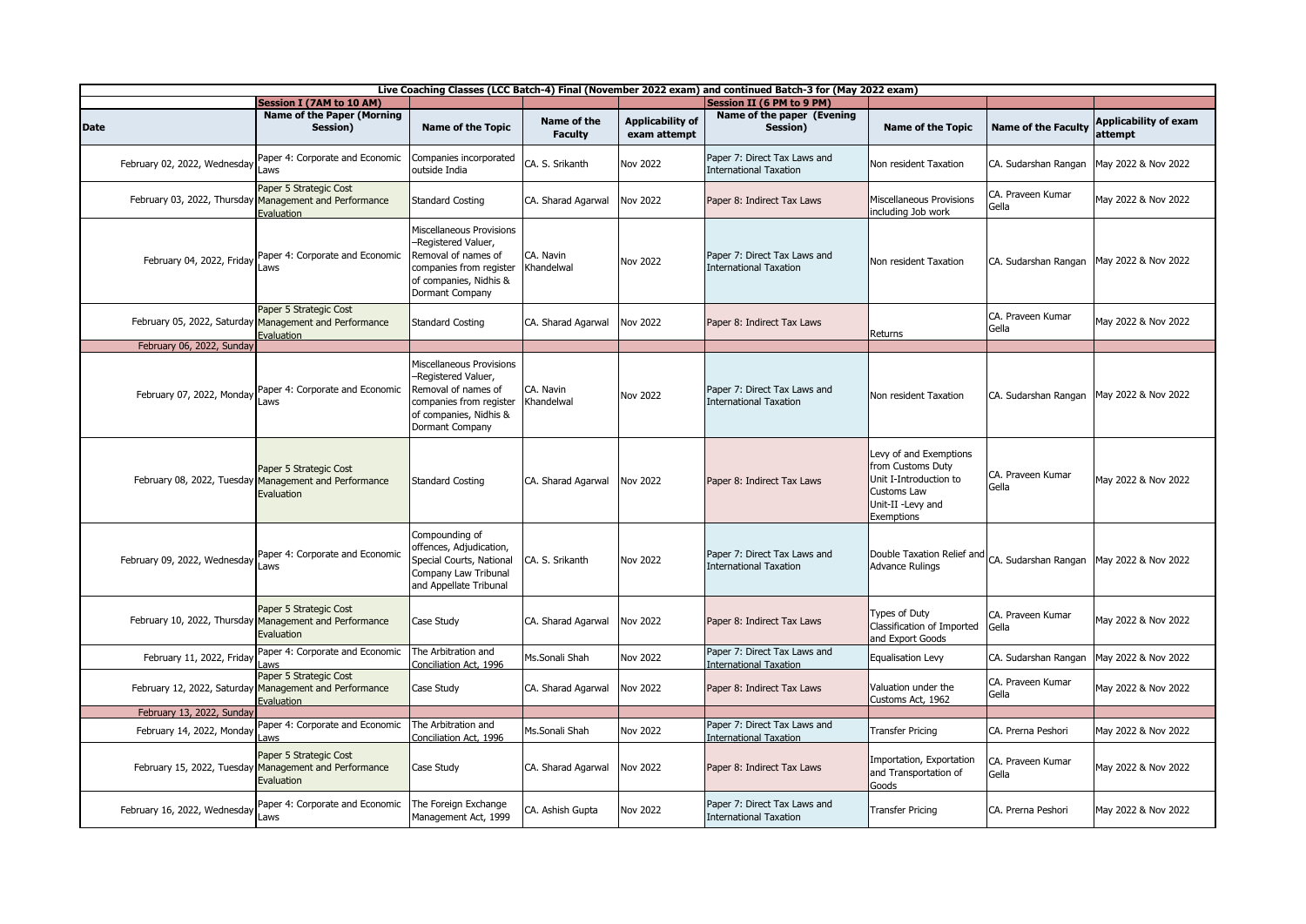| Live Coaching Classes (LCC Batch-4) Final (November 2022 exam) and continued Batch-3 for (May 2022 exam) | | | | | | | | |
|---|---|---|---|---|---|---|---|---|
| | Session I (7AM to 10 AM) | | | | Session II (6 PM to 9 PM) | | | |
| Date | Name of the Paper (Morning Session) | Name of the Topic | Name of the Faculty | Applicability of exam attempt | Name of the paper (Evening Session) | Name of the Topic | Name of the Faculty | Applicability of exam attempt |
| February 02, 2022, Wednesday | Paper 4: Corporate and Economic Laws | Companies incorporated outside India | CA. S. Srikanth | Nov 2022 | Paper 7: Direct Tax Laws and International Taxation | Non resident Taxation | CA. Sudarshan Rangan | May 2022 & Nov 2022 |
| February 03, 2022, Thursday | Paper 5 Strategic Cost Management and Performance Evaluation | Standard Costing | CA. Sharad Agarwal | Nov 2022 | Paper 8: Indirect Tax Laws | Miscellaneous Provisions including Job work | CA. Praveen Kumar Gella | May 2022 & Nov 2022 |
| February 04, 2022, Friday | Paper 4: Corporate and Economic Laws | Miscellaneous Provisions --Registered Valuer, Removal of names of companies from register of companies, Nidhis & Dormant Company | CA. Navin Khandelwal | Nov 2022 | Paper 7: Direct Tax Laws and International Taxation | Non resident Taxation | CA. Sudarshan Rangan | May 2022 & Nov 2022 |
| February 05, 2022, Saturday | Paper 5 Strategic Cost Management and Performance Evaluation | Standard Costing | CA. Sharad Agarwal | Nov 2022 | Paper 8: Indirect Tax Laws | Returns | CA. Praveen Kumar Gella | May 2022 & Nov 2022 |
| February 06, 2022, Sunday | | | | | | | | |
| February 07, 2022, Monday | Paper 4: Corporate and Economic Laws | Miscellaneous Provisions --Registered Valuer, Removal of names of companies from register of companies, Nidhis & Dormant Company | CA. Navin Khandelwal | Nov 2022 | Paper 7: Direct Tax Laws and International Taxation | Non resident Taxation | CA. Sudarshan Rangan | May 2022 & Nov 2022 |
| February 08, 2022, Tuesday | Paper 5 Strategic Cost Management and Performance Evaluation | Standard Costing | CA. Sharad Agarwal | Nov 2022 | Paper 8: Indirect Tax Laws | Levy of and Exemptions from Customs Duty Unit I-Introduction to Customs Law Unit-II -Levy and Exemptions | CA. Praveen Kumar Gella | May 2022 & Nov 2022 |
| February 09, 2022, Wednesday | Paper 4: Corporate and Economic Laws | Compounding of offences, Adjudication, Special Courts, National Company Law Tribunal and Appellate Tribunal | CA. S. Srikanth | Nov 2022 | Paper 7: Direct Tax Laws and International Taxation | Double Taxation Relief and Advance Rulings | CA. Sudarshan Rangan | May 2022 & Nov 2022 |
| February 10, 2022, Thursday | Paper 5 Strategic Cost Management and Performance Evaluation | Case Study | CA. Sharad Agarwal | Nov 2022 | Paper 8: Indirect Tax Laws | Types of Duty Classification of Imported and Export Goods | CA. Praveen Kumar Gella | May 2022 & Nov 2022 |
| February 11, 2022, Friday | Paper 4: Corporate and Economic Laws | The Arbitration and Conciliation Act, 1996 | Ms.Sonali Shah | Nov 2022 | Paper 7: Direct Tax Laws and International Taxation | Equalisation Levy | CA. Sudarshan Rangan | May 2022 & Nov 2022 |
| February 12, 2022, Saturday | Paper 5 Strategic Cost Management and Performance Evaluation | Case Study | CA. Sharad Agarwal | Nov 2022 | Paper 8: Indirect Tax Laws | Valuation under the Customs Act, 1962 | CA. Praveen Kumar Gella | May 2022 & Nov 2022 |
| February 13, 2022, Sunday | | | | | | | | |
| February 14, 2022, Monday | Paper 4: Corporate and Economic Laws | The Arbitration and Conciliation Act, 1996 | Ms.Sonali Shah | Nov 2022 | Paper 7: Direct Tax Laws and International Taxation | Transfer Pricing | CA. Prerna Peshori | May 2022 & Nov 2022 |
| February 15, 2022, Tuesday | Paper 5 Strategic Cost Management and Performance Evaluation | Case Study | CA. Sharad Agarwal | Nov 2022 | Paper 8: Indirect Tax Laws | Importation, Exportation and Transportation of Goods | CA. Praveen Kumar Gella | May 2022 & Nov 2022 |
| February 16, 2022, Wednesday | Paper 4: Corporate and Economic Laws | The Foreign Exchange Management Act, 1999 | CA. Ashish Gupta | Nov 2022 | Paper 7: Direct Tax Laws and International Taxation | Transfer Pricing | CA. Prerna Peshori | May 2022 & Nov 2022 |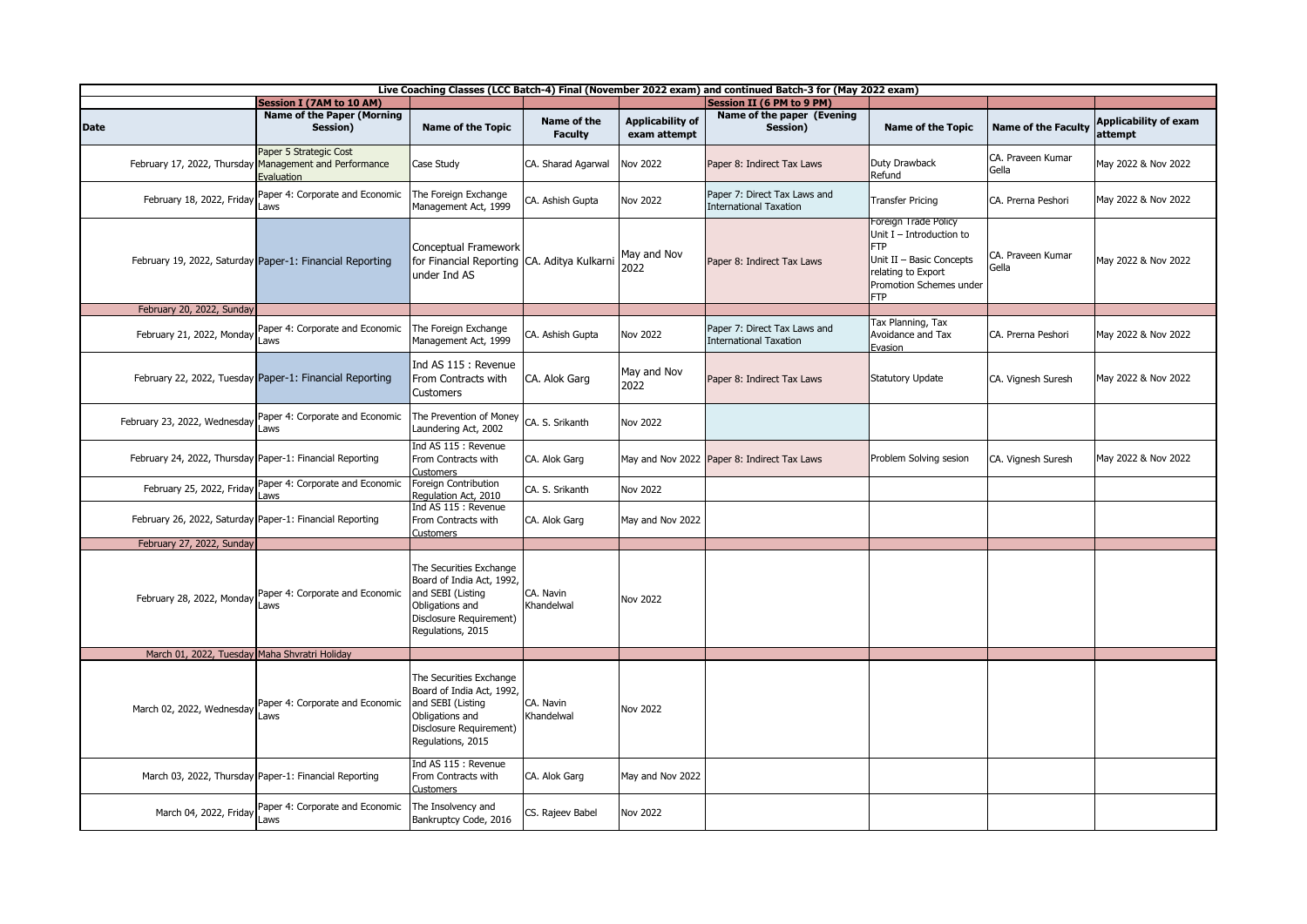| Live Coaching Classes (LCC Batch-4) Final (November 2022 exam) and continued Batch-3 for (May 2022 exam) | | | | | | | | |
|---|---|---|---|---|---|---|---|---|
| | **Session I (7AM to 10 AM)** | | | | **Session II (6 PM to 9 PM)** | | | |
| **Date** | **Name of the Paper (Morning Session)** | **Name of the Topic** | **Name of the Faculty** | **Applicability of exam attempt** | **Name of the paper (Evening Session)** | **Name of the Topic** | **Name of the Faculty** | **Applicability of exam attempt** |
| February 17, 2022, Thursday | Paper 5 Strategic Cost Management and Performance Evaluation | Case Study | CA. Sharad Agarwal | Nov 2022 | Paper 8: Indirect Tax Laws | Duty Drawback Refund | CA. Praveen Kumar Gella | May 2022 & Nov 2022 |
| February 18, 2022, Friday | Paper 4: Corporate and Economic Laws | The Foreign Exchange Management Act, 1999 | CA. Ashish Gupta | Nov 2022 | Paper 7: Direct Tax Laws and International Taxation | Transfer Pricing | CA. Prerna Peshori | May 2022 & Nov 2022 |
| February 19, 2022, Saturday | Paper-1: Financial Reporting | Conceptual Framework for Financial Reporting under Ind AS | CA. Aditya Kulkarni | May and Nov 2022 | Paper 8: Indirect Tax Laws | Foreign Trade Policy Unit I – Introduction to FTP Unit II – Basic Concepts relating to Export Promotion Schemes under FTP | CA. Praveen Kumar Gella | May 2022 & Nov 2022 |
| February 20, 2022, Sunday | | | | | | | | |
| February 21, 2022, Monday | Paper 4: Corporate and Economic Laws | The Foreign Exchange Management Act, 1999 | CA. Ashish Gupta | Nov 2022 | Paper 7: Direct Tax Laws and International Taxation | Tax Planning, Tax Avoidance and Tax Evasion | CA. Prerna Peshori | May 2022 & Nov 2022 |
| February 22, 2022, Tuesday | Paper-1: Financial Reporting | Ind AS 115 : Revenue From Contracts with Customers | CA. Alok Garg | May and Nov 2022 | Paper 8: Indirect Tax Laws | Statutory Update | CA. Vignesh Suresh | May 2022 & Nov 2022 |
| February 23, 2022, Wednesday | Paper 4: Corporate and Economic Laws | The Prevention of Money Laundering Act, 2002 | CA. S. Srikanth | Nov 2022 | | | | |
| February 24, 2022, Thursday | Paper-1: Financial Reporting | Ind AS 115 : Revenue From Contracts with Customers | CA. Alok Garg | May and Nov 2022 | Paper 8: Indirect Tax Laws | Problem Solving sesion | CA. Vignesh Suresh | May 2022 & Nov 2022 |
| February 25, 2022, Friday | Paper 4: Corporate and Economic Laws | Foreign Contribution Regulation Act, 2010 | CA. S. Srikanth | Nov 2022 | | | | |
| February 26, 2022, Saturday | Paper-1: Financial Reporting | Ind AS 115 : Revenue From Contracts with Customers | CA. Alok Garg | May and Nov 2022 | | | | |
| February 27, 2022, Sunday | | | | | | | | |
| February 28, 2022, Monday | Paper 4: Corporate and Economic Laws | The Securities Exchange Board of India Act, 1992, and SEBI (Listing Obligations and Disclosure Requirement) Regulations, 2015 | CA. Navin Khandelwal | Nov 2022 | | | | |
| March 01, 2022, Tuesday | Maha Shvratri Holiday | | | | | | | |
| March 02, 2022, Wednesday | Paper 4: Corporate and Economic Laws | The Securities Exchange Board of India Act, 1992, and SEBI (Listing Obligations and Disclosure Requirement) Regulations, 2015 | CA. Navin Khandelwal | Nov 2022 | | | | |
| March 03, 2022, Thursday | Paper-1: Financial Reporting | Ind AS 115 : Revenue From Contracts with Customers | CA. Alok Garg | May and Nov 2022 | | | | |
| March 04, 2022, Friday | Paper 4: Corporate and Economic Laws | The Insolvency and Bankruptcy Code, 2016 | CS. Rajeev Babel | Nov 2022 | | | | |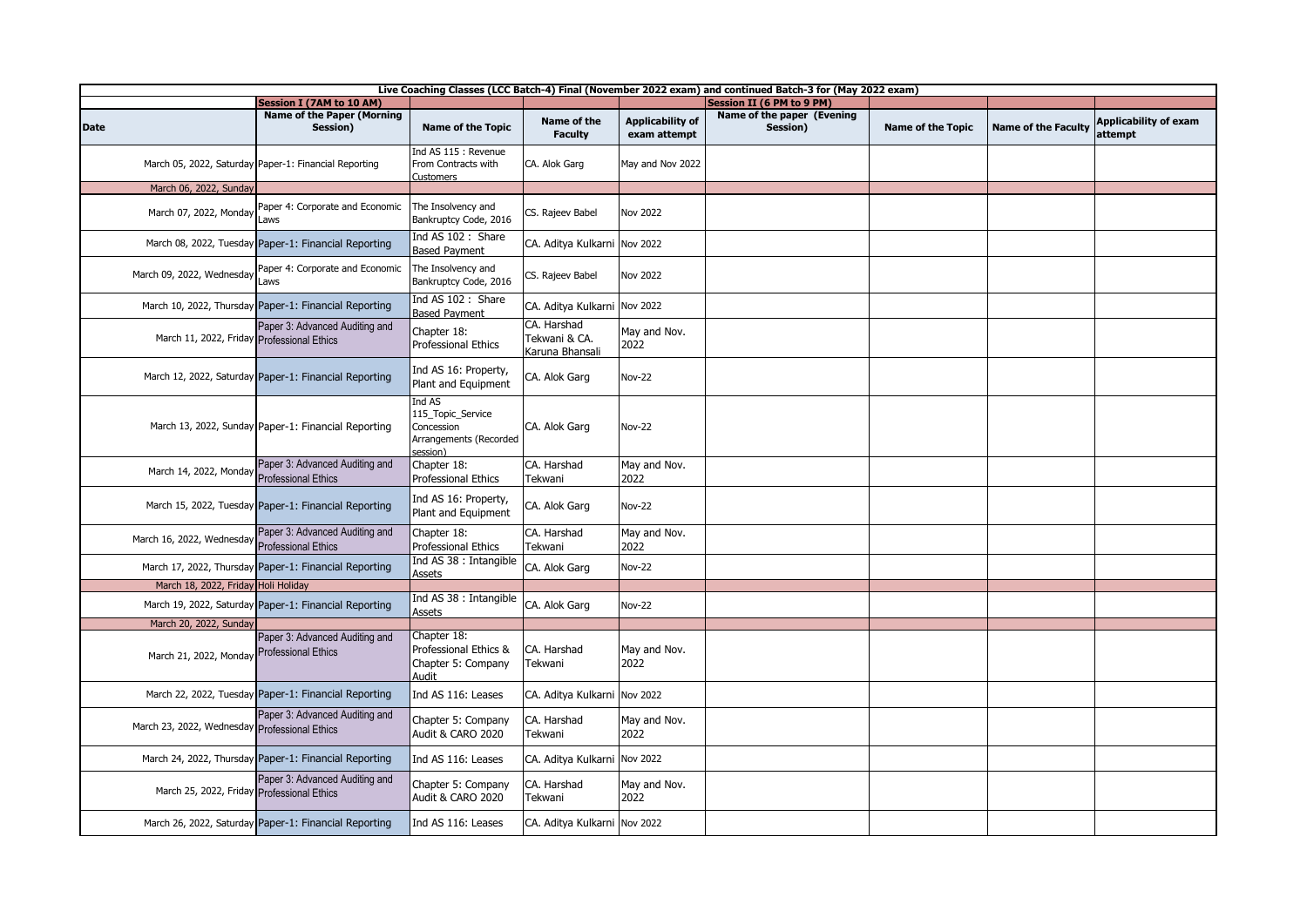| Live Coaching Classes (LCC Batch-4) Final (November 2022 exam) and continued Batch-3 for (May 2022 exam) | | | | | | | | |
|---|---|---|---|---|---|---|---|---|
| | Session I (7AM to 10 AM) | | | | Session II (6 PM to 9 PM) | | | |
| Date | Name of the Paper (Morning Session) | Name of the Topic | Name of the Faculty | Applicability of exam attempt | Name of the paper (Evening Session) | Name of the Topic | Name of the Faculty | Applicability of exam attempt |
| March 05, 2022, Saturday | Paper-1: Financial Reporting | Ind AS 115 : Revenue From Contracts with Customers | CA. Alok Garg | May and Nov 2022 | | | | |
| March 06, 2022, Sunday | | | | | | | | |
| March 07, 2022, Monday | Paper 4: Corporate and Economic Laws | The Insolvency and Bankruptcy Code, 2016 | CS. Rajeev Babel | Nov 2022 | | | | |
| March 08, 2022, Tuesday | Paper-1: Financial Reporting | Ind AS 102 : Share Based Payment | CA. Aditya Kulkarni | Nov 2022 | | | | |
| March 09, 2022, Wednesday | Paper 4: Corporate and Economic Laws | The Insolvency and Bankruptcy Code, 2016 | CS. Rajeev Babel | Nov 2022 | | | | |
| March 10, 2022, Thursday | Paper-1: Financial Reporting | Ind AS 102 : Share Based Payment | CA. Aditya Kulkarni | Nov 2022 | | | | |
| March 11, 2022, Friday | Paper 3: Advanced Auditing and Professional Ethics | Chapter 18: Professional Ethics | CA. Harshad Tekwani & CA. Karuna Bhansali | May and Nov. 2022 | | | | |
| March 12, 2022, Saturday | Paper-1: Financial Reporting | Ind AS 16: Property, Plant and Equipment | CA. Alok Garg | Nov-22 | | | | |
| March 13, 2022, Sunday | Paper-1: Financial Reporting | Ind AS 115_Topic_Service Concession Arrangements (Recorded session) | CA. Alok Garg | Nov-22 | | | | |
| March 14, 2022, Monday | Paper 3: Advanced Auditing and Professional Ethics | Chapter 18: Professional Ethics | CA. Harshad Tekwani | May and Nov. 2022 | | | | |
| March 15, 2022, Tuesday | Paper-1: Financial Reporting | Ind AS 16: Property, Plant and Equipment | CA. Alok Garg | Nov-22 | | | | |
| March 16, 2022, Wednesday | Paper 3: Advanced Auditing and Professional Ethics | Chapter 18: Professional Ethics | CA. Harshad Tekwani | May and Nov. 2022 | | | | |
| March 17, 2022, Thursday | Paper-1: Financial Reporting | Ind AS 38 : Intangible Assets | CA. Alok Garg | Nov-22 | | | | |
| March 18, 2022, Friday | Holi Holiday | | | | | | | |
| March 19, 2022, Saturday | Paper-1: Financial Reporting | Ind AS 38 : Intangible Assets | CA. Alok Garg | Nov-22 | | | | |
| March 20, 2022, Sunday | | | | | | | | |
| March 21, 2022, Monday | Paper 3: Advanced Auditing and Professional Ethics | Chapter 18: Professional Ethics & Chapter 5: Company Audit | CA. Harshad Tekwani | May and Nov. 2022 | | | | |
| March 22, 2022, Tuesday | Paper-1: Financial Reporting | Ind AS 116: Leases | CA. Aditya Kulkarni | Nov 2022 | | | | |
| March 23, 2022, Wednesday | Paper 3: Advanced Auditing and Professional Ethics | Chapter 5: Company Audit & CARO 2020 | CA. Harshad Tekwani | May and Nov. 2022 | | | | |
| March 24, 2022, Thursday | Paper-1: Financial Reporting | Ind AS 116: Leases | CA. Aditya Kulkarni | Nov 2022 | | | | |
| March 25, 2022, Friday | Paper 3: Advanced Auditing and Professional Ethics | Chapter 5: Company Audit & CARO 2020 | CA. Harshad Tekwani | May and Nov. 2022 | | | | |
| March 26, 2022, Saturday | Paper-1: Financial Reporting | Ind AS 116: Leases | CA. Aditya Kulkarni | Nov 2022 | | | | |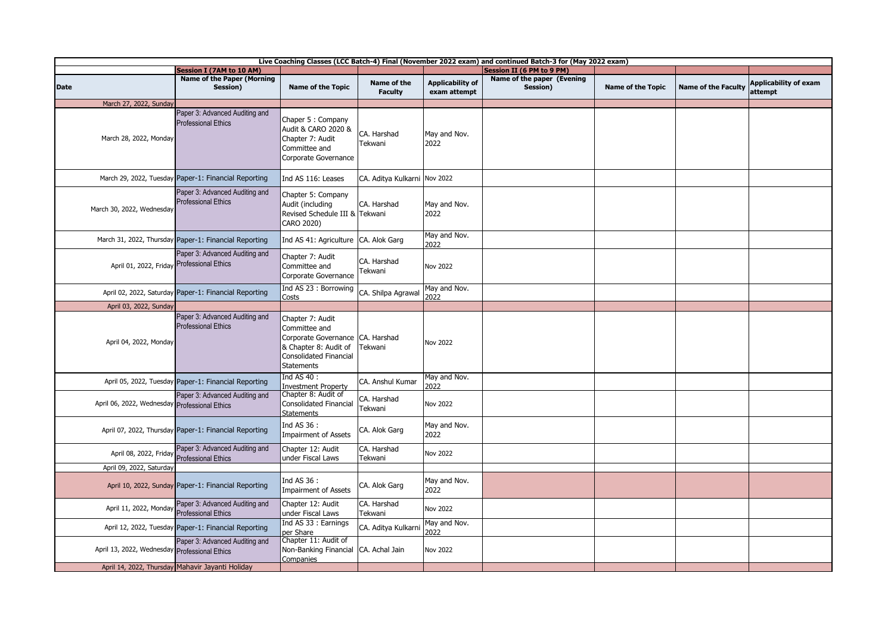| Live Coaching Classes (LCC Batch-4) Final (November 2022 exam) and continued Batch-3 for (May 2022 exam) | | | | | | | | |
|---|---|---|---|---|---|---|---|---|
| | Session I (7AM to 10 AM) | | | | Session II (6 PM to 9 PM) | | | |
| Date | Name of the Paper (Morning Session) | Name of the Topic | Name of the Faculty | Applicability of exam attempt | Name of the paper (Evening Session) | Name of the Topic | Name of the Faculty | Applicability of exam attempt |
| March 27, 2022, Sunday | | | | | | | | |
| March 28, 2022, Monday | Paper 3: Advanced Auditing and Professional Ethics | Chaper 5 : Company Audit & CARO 2020 & Chapter 7: Audit Committee and Corporate Governance | CA. Harshad Tekwani | May and Nov. 2022 | | | | |
| March 29, 2022, Tuesday | Paper-1: Financial Reporting | Ind AS 116: Leases | CA. Aditya Kulkarni | Nov 2022 | | | | |
| March 30, 2022, Wednesday | Paper 3: Advanced Auditing and Professional Ethics | Chapter 5: Company Audit (including Revised Schedule III & CARO 2020) | CA. Harshad Tekwani | May and Nov. 2022 | | | | |
| March 31, 2022, Thursday | Paper-1: Financial Reporting | Ind AS 41: Agriculture | CA. Alok Garg | May and Nov. 2022 | | | | |
| April 01, 2022, Friday | Paper 3: Advanced Auditing and Professional Ethics | Chapter 7: Audit Committee and Corporate Governance | CA. Harshad Tekwani | Nov 2022 | | | | |
| April 02, 2022, Saturday | Paper-1: Financial Reporting | Ind AS 23 : Borrowing Costs | CA. Shilpa Agrawal | May and Nov. 2022 | | | | |
| April 03, 2022, Sunday | | | | | | | | |
| April 04, 2022, Monday | Paper 3: Advanced Auditing and Professional Ethics | Chapter 7: Audit Committee and Corporate Governance & Chapter 8: Audit of Consolidated Financial Statements | CA. Harshad Tekwani | Nov 2022 | | | | |
| April 05, 2022, Tuesday | Paper-1: Financial Reporting | Ind AS 40 : Investment Property | CA. Anshul Kumar | May and Nov. 2022 | | | | |
| April 06, 2022, Wednesday | Paper 3: Advanced Auditing and Professional Ethics | Chapter 8: Audit of Consolidated Financial Statements | CA. Harshad Tekwani | Nov 2022 | | | | |
| April 07, 2022, Thursday | Paper-1: Financial Reporting | Ind AS 36 : Impairment of Assets | CA. Alok Garg | May and Nov. 2022 | | | | |
| April 08, 2022, Friday | Paper 3: Advanced Auditing and Professional Ethics | Chapter 12: Audit under Fiscal Laws | CA. Harshad Tekwani | Nov 2022 | | | | |
| April 09, 2022, Saturday | | | | | | | | |
| April 10, 2022, Sunday | Paper-1: Financial Reporting | Ind AS 36 : Impairment of Assets | CA. Alok Garg | May and Nov. 2022 | | | | |
| April 11, 2022, Monday | Paper 3: Advanced Auditing and Professional Ethics | Chapter 12: Audit under Fiscal Laws | CA. Harshad Tekwani | Nov 2022 | | | | |
| April 12, 2022, Tuesday | Paper-1: Financial Reporting | Ind AS 33 : Earnings per Share | CA. Aditya Kulkarni | May and Nov. 2022 | | | | |
| April 13, 2022, Wednesday | Paper 3: Advanced Auditing and Professional Ethics | Chapter 11: Audit of Non-Banking Financial Companies | CA. Achal Jain | Nov 2022 | | | | |
| April 14, 2022, Thursday | Mahavir Jayanti Holiday | | | | | | | |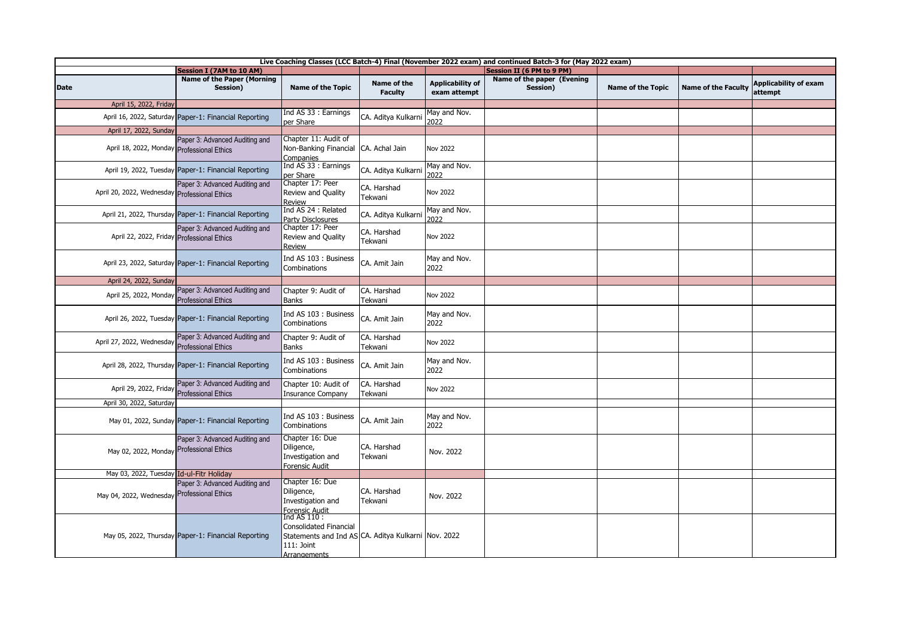| Live Coaching Classes (LCC Batch-4) Final (November 2022 exam) and continued Batch-3 for (May 2022 exam) | | | | | | | | |
|---|---|---|---|---|---|---|---|---|
| | Session I (7AM to 10 AM) | | | | Session II (6 PM to 9 PM) | | | |
| **Date** | **Name of the Paper (Morning Session)** | **Name of the Topic** | **Name of the Faculty** | **Applicability of exam attempt** | **Name of the paper (Evening Session)** | **Name of the Topic** | **Name of the Faculty** | **Applicability of exam attempt** |
| April 15, 2022, Friday | | | | | | | | |
| April 16, 2022, Saturday | Paper-1: Financial Reporting | Ind AS 33 : Earnings per Share | CA. Aditya Kulkarni | May and Nov. 2022 | | | | |
| April 17, 2022, Sunday | | | | | | | | |
| April 18, 2022, Monday | Paper 3: Advanced Auditing and Professional Ethics | Chapter 11: Audit of Non-Banking Financial Companies | CA. Achal Jain | Nov 2022 | | | | |
| April 19, 2022, Tuesday | Paper-1: Financial Reporting | Ind AS 33 : Earnings per Share | CA. Aditya Kulkarni | May and Nov. 2022 | | | | |
| April 20, 2022, Wednesday | Paper 3: Advanced Auditing and Professional Ethics | Chapter 17: Peer Review and Quality Review | CA. Harshad Tekwani | Nov 2022 | | | | |
| April 21, 2022, Thursday | Paper-1: Financial Reporting | Ind AS 24 : Related Party Disclosures | CA. Aditya Kulkarni | May and Nov. 2022 | | | | |
| April 22, 2022, Friday | Paper 3: Advanced Auditing and Professional Ethics | Chapter 17: Peer Review and Quality Review | CA. Harshad Tekwani | Nov 2022 | | | | |
| April 23, 2022, Saturday | Paper-1: Financial Reporting | Ind AS 103 : Business Combinations | CA. Amit Jain | May and Nov. 2022 | | | | |
| April 24, 2022, Sunday | | | | | | | | |
| April 25, 2022, Monday | Paper 3: Advanced Auditing and Professional Ethics | Chapter 9: Audit of Banks | CA. Harshad Tekwani | Nov 2022 | | | | |
| April 26, 2022, Tuesday | Paper-1: Financial Reporting | Ind AS 103 : Business Combinations | CA. Amit Jain | May and Nov. 2022 | | | | |
| April 27, 2022, Wednesday | Paper 3: Advanced Auditing and Professional Ethics | Chapter 9: Audit of Banks | CA. Harshad Tekwani | Nov 2022 | | | | |
| April 28, 2022, Thursday | Paper-1: Financial Reporting | Ind AS 103 : Business Combinations | CA. Amit Jain | May and Nov. 2022 | | | | |
| April 29, 2022, Friday | Paper 3: Advanced Auditing and Professional Ethics | Chapter 10: Audit of Insurance Company | CA. Harshad Tekwani | Nov 2022 | | | | |
| April 30, 2022, Saturday | | | | | | | | |
| May 01, 2022, Sunday | Paper-1: Financial Reporting | Ind AS 103 : Business Combinations | CA. Amit Jain | May and Nov. 2022 | | | | |
| May 02, 2022, Monday | Paper 3: Advanced Auditing and Professional Ethics | Chapter 16: Due Diligence, Investigation and Forensic Audit | CA. Harshad Tekwani | Nov. 2022 | | | | |
| May 03, 2022, Tuesday | Id-ul-Fitr Holiday | | | | | | | |
| May 04, 2022, Wednesday | Paper 3: Advanced Auditing and Professional Ethics | Chapter 16: Due Diligence, Investigation and Forensic Audit | CA. Harshad Tekwani | Nov. 2022 | | | | |
| May 05, 2022, Thursday | Paper-1: Financial Reporting | Ind AS 110 : Consolidated Financial Statements and Ind AS 111: Joint Arrangements | CA. Aditya Kulkarni | Nov. 2022 | | | | |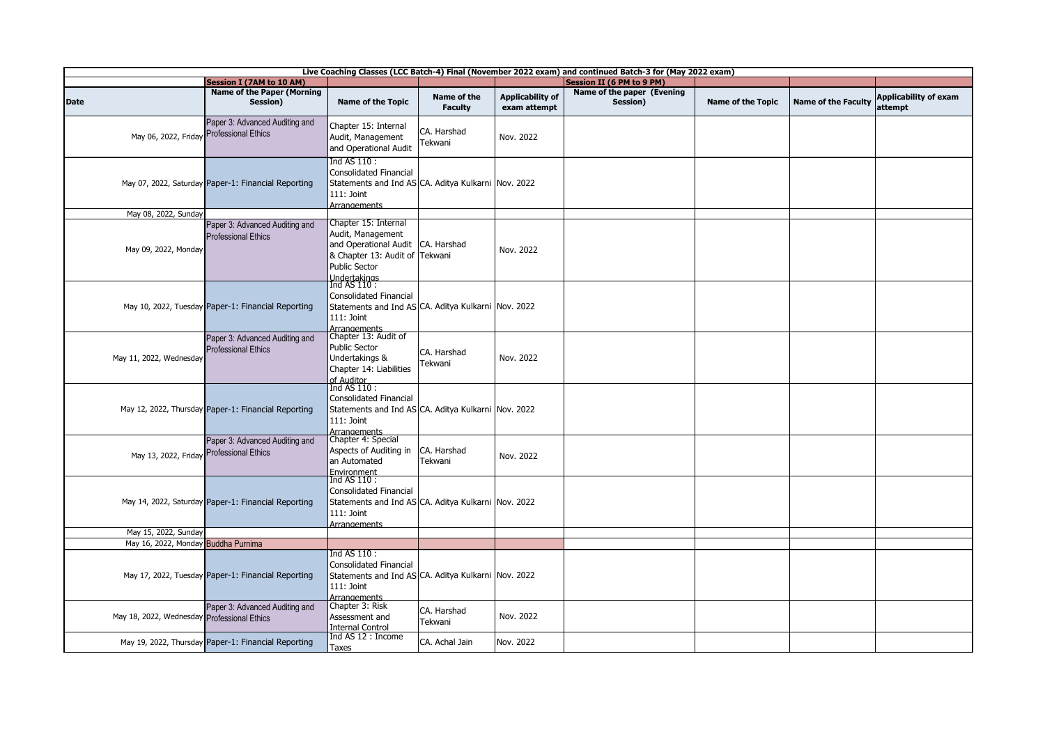| Live Coaching Classes (LCC Batch-4) Final (November 2022 exam) and continued Batch-3 for (May 2022 exam) | | | | | | | | |
|---|---|---|---|---|---|---|---|---|
| | Session I (7AM to 10 AM) | | | | Session II (6 PM to 9 PM) | | | |
| Date | Name of the Paper (Morning Session) | Name of the Topic | Name of the Faculty | Applicability of exam attempt | Name of the paper (Evening Session) | Name of the Topic | Name of the Faculty | Applicability of exam attempt |
| May 06, 2022, Friday | Paper 3: Advanced Auditing and Professional Ethics | Chapter 15: Internal Audit, Management and Operational Audit | CA. Harshad Tekwani | Nov. 2022 | | | | |
| May 07, 2022, Saturday | Paper-1: Financial Reporting | Ind AS 110 : Consolidated Financial Statements and Ind AS 111: Joint Arrangements | CA. Aditya Kulkarni | Nov. 2022 | | | | |
| May 08, 2022, Sunday | | | | | | | | |
| May 09, 2022, Monday | Paper 3: Advanced Auditing and Professional Ethics | Chapter 15: Internal Audit, Management and Operational Audit & Chapter 13: Audit of Public Sector Undertakings | CA. Harshad Tekwani | Nov. 2022 | | | | |
| May 10, 2022, Tuesday | Paper-1: Financial Reporting | Ind AS 110 : Consolidated Financial Statements and Ind AS 111: Joint Arrangements | CA. Aditya Kulkarni | Nov. 2022 | | | | |
| May 11, 2022, Wednesday | Paper 3: Advanced Auditing and Professional Ethics | Chapter 13: Audit of Public Sector Undertakings & Chapter 14: Liabilities of Auditor | CA. Harshad Tekwani | Nov. 2022 | | | | |
| May 12, 2022, Thursday | Paper-1: Financial Reporting | Ind AS 110 : Consolidated Financial Statements and Ind AS 111: Joint Arrangements | CA. Aditya Kulkarni | Nov. 2022 | | | | |
| May 13, 2022, Friday | Paper 3: Advanced Auditing and Professional Ethics | Chapter 4: Special Aspects of Auditing in an Automated Environment | CA. Harshad Tekwani | Nov. 2022 | | | | |
| May 14, 2022, Saturday | Paper-1: Financial Reporting | Ind AS 110 : Consolidated Financial Statements and Ind AS 111: Joint Arrangements | CA. Aditya Kulkarni | Nov. 2022 | | | | |
| May 15, 2022, Sunday | | | | | | | | |
| May 16, 2022, Monday | Buddha Purnima | | | | | | | |
| May 17, 2022, Tuesday | Paper-1: Financial Reporting | Ind AS 110 : Consolidated Financial Statements and Ind AS 111: Joint Arrangements | CA. Aditya Kulkarni | Nov. 2022 | | | | |
| May 18, 2022, Wednesday | Paper 3: Advanced Auditing and Professional Ethics | Chapter 3: Risk Assessment and Internal Control | CA. Harshad Tekwani | Nov. 2022 | | | | |
| May 19, 2022, Thursday | Paper-1: Financial Reporting | Ind AS 12 : Income Taxes | CA. Achal Jain | Nov. 2022 | | | | |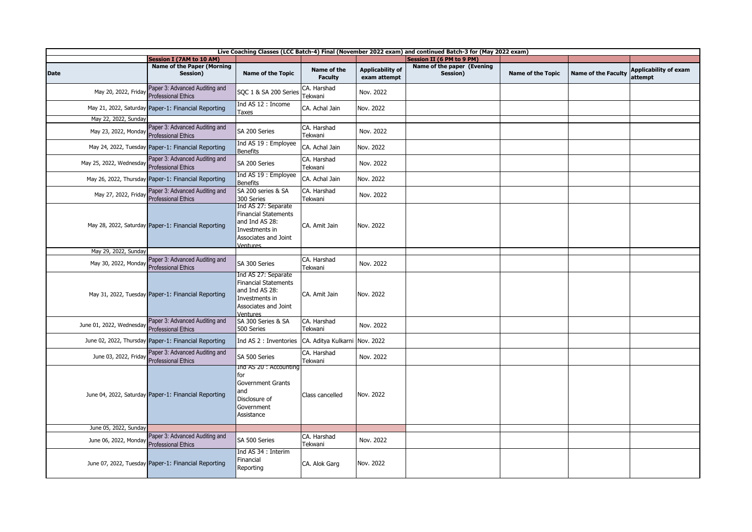| Live Coaching Classes (LCC Batch-4) Final (November 2022 exam) and continued Batch-3 for (May 2022 exam) | | | | | | | | |
|---|---|---|---|---|---|---|---|---|
| | Session I (7AM to 10 AM) | | | | Session II (6 PM to 9 PM) | | | |
| Date | Name of the Paper (Morning Session) | Name of the Topic | Name of the Faculty | Applicability of exam attempt | Name of the paper (Evening Session) | Name of the Topic | Name of the Faculty | Applicability of exam attempt |
| May 20, 2022, Friday | Paper 3: Advanced Auditing and Professional Ethics | SQC 1 & SA 200 Series | CA. Harshad Tekwani | Nov. 2022 | | | | |
| May 21, 2022, Saturday | Paper-1: Financial Reporting | Ind AS 12 : Income Taxes | CA. Achal Jain | Nov. 2022 | | | | |
| May 22, 2022, Sunday | | | | | | | | |
| May 23, 2022, Monday | Paper 3: Advanced Auditing and Professional Ethics | SA 200 Series | CA. Harshad Tekwani | Nov. 2022 | | | | |
| May 24, 2022, Tuesday | Paper-1: Financial Reporting | Ind AS 19 : Employee Benefits | CA. Achal Jain | Nov. 2022 | | | | |
| May 25, 2022, Wednesday | Paper 3: Advanced Auditing and Professional Ethics | SA 200 Series | CA. Harshad Tekwani | Nov. 2022 | | | | |
| May 26, 2022, Thursday | Paper-1: Financial Reporting | Ind AS 19 : Employee Benefits | CA. Achal Jain | Nov. 2022 | | | | |
| May 27, 2022, Friday | Paper 3: Advanced Auditing and Professional Ethics | SA 200 series & SA 300 Series | CA. Harshad Tekwani | Nov. 2022 | | | | |
| May 28, 2022, Saturday | Paper-1: Financial Reporting | Ind AS 27: Separate Financial Statements and Ind AS 28: Investments in Associates and Joint Ventures | CA. Amit Jain | Nov. 2022 | | | | |
| May 29, 2022, Sunday | | | | | | | | |
| May 30, 2022, Monday | Paper 3: Advanced Auditing and Professional Ethics | SA 300 Series | CA. Harshad Tekwani | Nov. 2022 | | | | |
| May 31, 2022, Tuesday | Paper-1: Financial Reporting | Ind AS 27: Separate Financial Statements and Ind AS 28: Investments in Associates and Joint Ventures | CA. Amit Jain | Nov. 2022 | | | | |
| June 01, 2022, Wednesday | Paper 3: Advanced Auditing and Professional Ethics | SA 300 Series & SA 500 Series | CA. Harshad Tekwani | Nov. 2022 | | | | |
| June 02, 2022, Thursday | Paper-1: Financial Reporting | Ind AS 2 : Inventories | CA. Aditya Kulkarni | Nov. 2022 | | | | |
| June 03, 2022, Friday | Paper 3: Advanced Auditing and Professional Ethics | SA 500 Series | CA. Harshad Tekwani | Nov. 2022 | | | | |
| June 04, 2022, Saturday | Paper-1: Financial Reporting | Ind AS 20 : Accounting for Government Grants and Disclosure of Government Assistance | Class cancelled | Nov. 2022 | | | | |
| June 05, 2022, Sunday | | | | | | | | |
| June 06, 2022, Monday | Paper 3: Advanced Auditing and Professional Ethics | SA 500 Series | CA. Harshad Tekwani | Nov. 2022 | | | | |
| June 07, 2022, Tuesday | Paper-1: Financial Reporting | Ind AS 34 : Interim Financial Reporting | CA. Alok Garg | Nov. 2022 | | | | |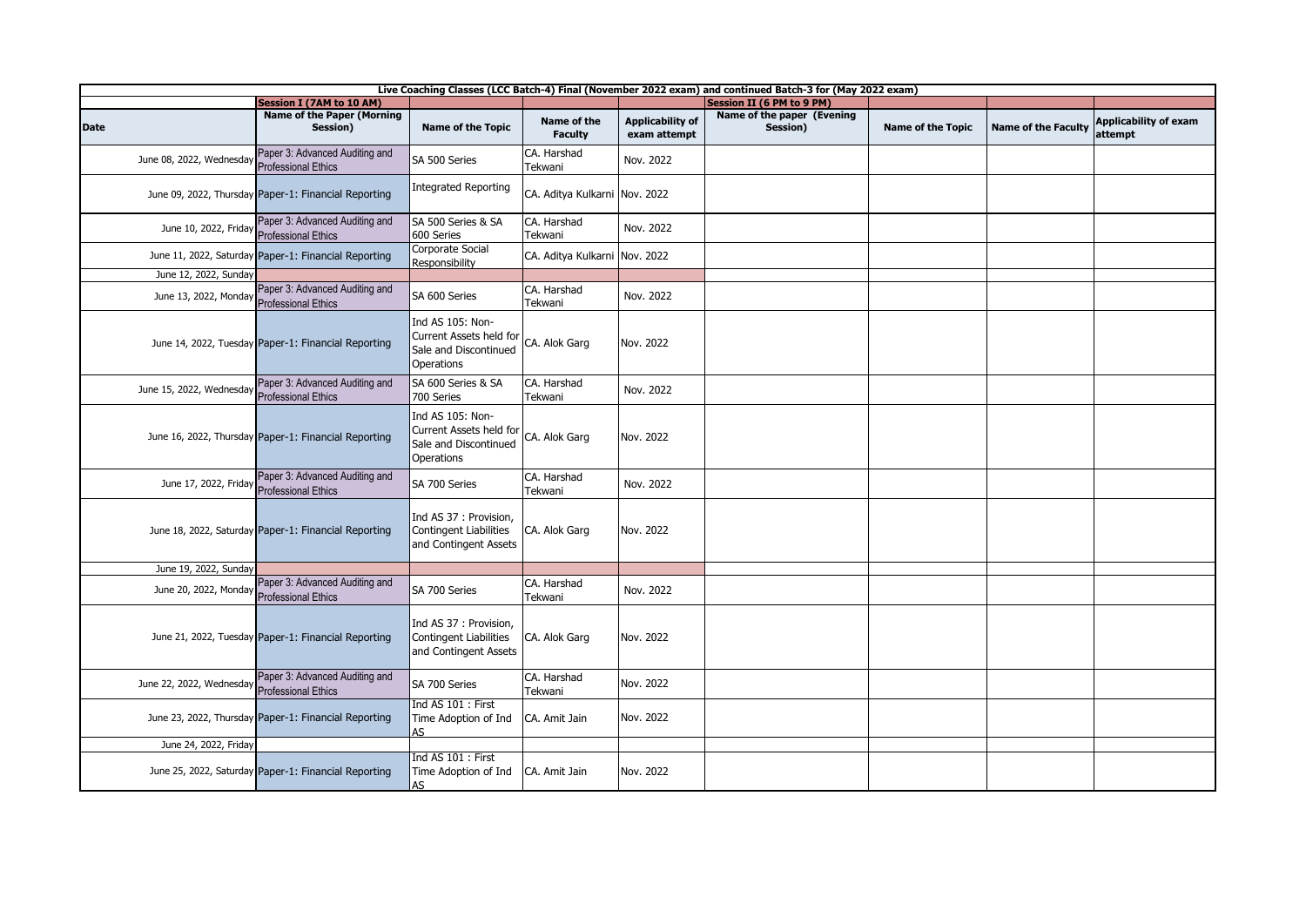| Live Coaching Classes (LCC Batch-4) Final (November 2022 exam) and continued Batch-3 for (May 2022 exam) | | | | | | | | |
|---|---|---|---|---|---|---|---|---|
| | Session I (7AM to 10 AM) | | | | Session II (6 PM to 9 PM) | | | |
| Date | Name of the Paper (Morning Session) | Name of the Topic | Name of the Faculty | Applicability of exam attempt | Name of the paper (Evening Session) | Name of the Topic | Name of the Faculty | Applicability of exam attempt |
| June 08, 2022, Wednesday | Paper 3: Advanced Auditing and Professional Ethics | SA 500 Series | CA. Harshad Tekwani | Nov. 2022 | | | | |
| June 09, 2022, Thursday | Paper-1: Financial Reporting | Integrated Reporting | CA. Aditya Kulkarni | Nov. 2022 | | | | |
| June 10, 2022, Friday | Paper 3: Advanced Auditing and Professional Ethics | SA 500 Series & SA 600 Series | CA. Harshad Tekwani | Nov. 2022 | | | | |
| June 11, 2022, Saturday | Paper-1: Financial Reporting | Corporate Social Responsibility | CA. Aditya Kulkarni | Nov. 2022 | | | | |
| June 12, 2022, Sunday | | | | | | | | |
| June 13, 2022, Monday | Paper 3: Advanced Auditing and Professional Ethics | SA 600 Series | CA. Harshad Tekwani | Nov. 2022 | | | | |
| June 14, 2022, Tuesday | Paper-1: Financial Reporting | Ind AS 105: Non-Current Assets held for Sale and Discontinued Operations | CA. Alok Garg | Nov. 2022 | | | | |
| June 15, 2022, Wednesday | Paper 3: Advanced Auditing and Professional Ethics | SA 600 Series & SA 700 Series | CA. Harshad Tekwani | Nov. 2022 | | | | |
| June 16, 2022, Thursday | Paper-1: Financial Reporting | Ind AS 105: Non-Current Assets held for Sale and Discontinued Operations | CA. Alok Garg | Nov. 2022 | | | | |
| June 17, 2022, Friday | Paper 3: Advanced Auditing and Professional Ethics | SA 700 Series | CA. Harshad Tekwani | Nov. 2022 | | | | |
| June 18, 2022, Saturday | Paper-1: Financial Reporting | Ind AS 37 : Provision, Contingent Liabilities and Contingent Assets | CA. Alok Garg | Nov. 2022 | | | | |
| June 19, 2022, Sunday | | | | | | | | |
| June 20, 2022, Monday | Paper 3: Advanced Auditing and Professional Ethics | SA 700 Series | CA. Harshad Tekwani | Nov. 2022 | | | | |
| June 21, 2022, Tuesday | Paper-1: Financial Reporting | Ind AS 37 : Provision, Contingent Liabilities and Contingent Assets | CA. Alok Garg | Nov. 2022 | | | | |
| June 22, 2022, Wednesday | Paper 3: Advanced Auditing and Professional Ethics | SA 700 Series | CA. Harshad Tekwani | Nov. 2022 | | | | |
| June 23, 2022, Thursday | Paper-1: Financial Reporting | Ind AS 101 : First Time Adoption of Ind AS | CA. Amit Jain | Nov. 2022 | | | | |
| June 24, 2022, Friday | | | | | | | | |
| June 25, 2022, Saturday | Paper-1: Financial Reporting | Ind AS 101 : First Time Adoption of Ind AS | CA. Amit Jain | Nov. 2022 | | | | |